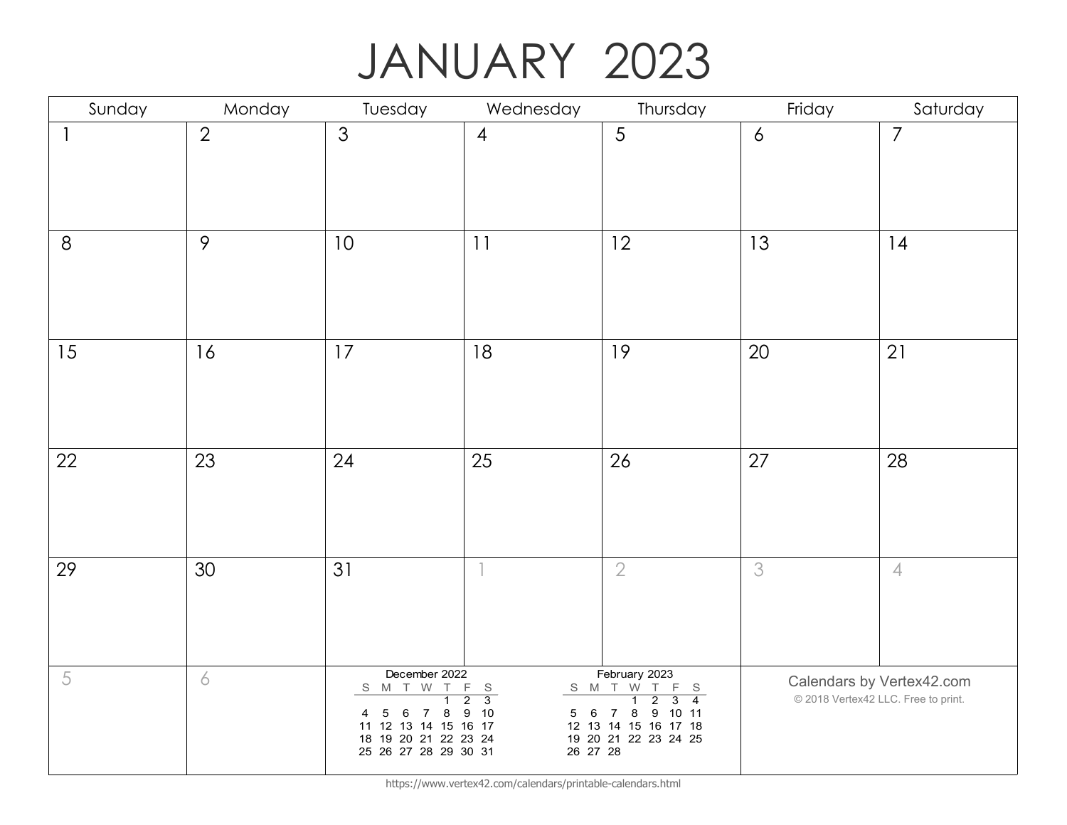# JANUARY 2023

| Sunday | Monday | Tuesday | Wednesday | Thursday | Friday | Saturday |
|---|---|---|---|---|---|---|
| 1 | 2 | 3 | 4 | 5 | 6 | 7 |
| 8 | 9 | 10 | 11 | 12 | 13 | 14 |
| 15 | 16 | 17 | 18 | 19 | 20 | 21 |
| 22 | 23 | 24 | 25 | 26 | 27 | 28 |
| 29 | 30 | 31 | 1 | 2 | 3 | 4 |
| 5 | 6 | | | | | |

**December 2022**

| S | M | T | W | T | F | S |
|---|---|---|---|---|---|---|
| | | | | 1 | 2 | 3 |
| 4 | 5 | 6 | 7 | 8 | 9 | 10 |
| 11 | 12 | 13 | 14 | 15 | 16 | 17 |
| 18 | 19 | 20 | 21 | 22 | 23 | 24 |
| 25 | 26 | 27 | 28 | 29 | 30 | 31 |

**February 2023**

| S | M | T | W | T | F | S |
|---|---|---|---|---|---|---|
| | | | 1 | 2 | 3 | 4 |
| 5 | 6 | 7 | 8 | 9 | 10 | 11 |
| 12 | 13 | 14 | 15 | 16 | 17 | 18 |
| 19 | 20 | 21 | 22 | 23 | 24 | 25 |
| 26 | 27 | 28 | | | | |

Calendars by Vertex42.com

© 2018 Vertex42 LLC. Free to print.

https://www.vertex42.com/calendars/printable-calendars.html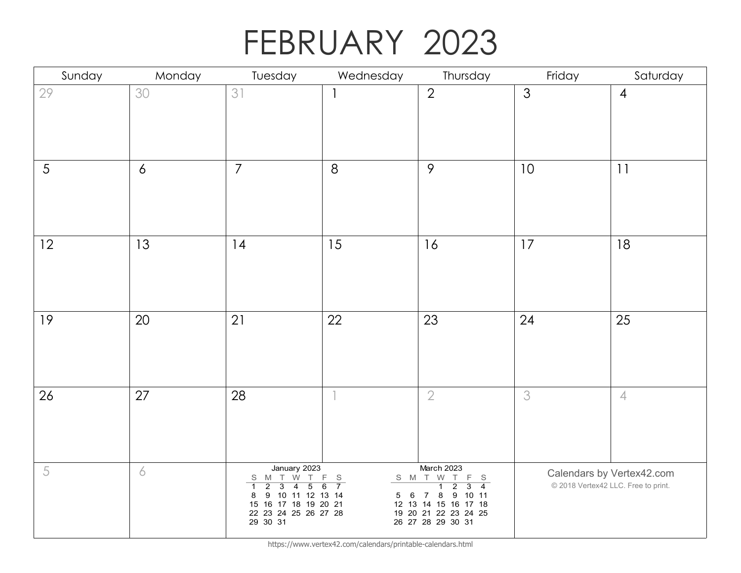# FEBRUARY 2023

| Sunday | Monday | Tuesday | Wednesday | Thursday | Friday | Saturday |
|---|---|---|---|---|---|---|
| 29 | 30 | 31 | 1 | 2 | 3 | 4 |
| 5 | 6 | 7 | 8 | 9 | 10 | 11 |
| 12 | 13 | 14 | 15 | 16 | 17 | 18 |
| 19 | 20 | 21 | 22 | 23 | 24 | 25 |
| 26 | 27 | 28 | 1 | 2 | 3 | 4 |
| 5 | 6 | | | | | |

**January 2023**

| S | M | T | W | T | F | S |
|---|---|---|---|---|---|---|
| 1 | 2 | 3 | 4 | 5 | 6 | 7 |
| 8 | 9 | 10 | 11 | 12 | 13 | 14 |
| 15 | 16 | 17 | 18 | 19 | 20 | 21 |
| 22 | 23 | 24 | 25 | 26 | 27 | 28 |
| 29 | 30 | 31 | | | | |

**March 2023**

| S | M | T | W | T | F | S |
|---|---|---|---|---|---|---|
| | | | 1 | 2 | 3 | 4 |
| 5 | 6 | 7 | 8 | 9 | 10 | 11 |
| 12 | 13 | 14 | 15 | 16 | 17 | 18 |
| 19 | 20 | 21 | 22 | 23 | 24 | 25 |
| 26 | 27 | 28 | 29 | 30 | 31 | |

Calendars by Vertex42.com

© 2018 Vertex42 LLC. Free to print.

https://www.vertex42.com/calendars/printable-calendars.html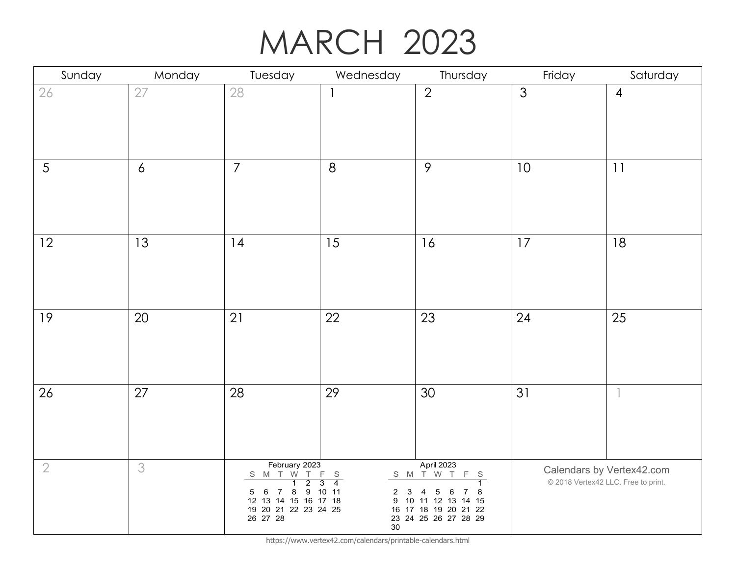# MARCH 2023

| Sunday | Monday | Tuesday | Wednesday | Thursday | Friday | Saturday |
|---|---|---|---|---|---|---|
| 26 | 27 | 28 | 1 | 2 | 3 | 4 |
| 5 | 6 | 7 | 8 | 9 | 10 | 11 |
| 12 | 13 | 14 | 15 | 16 | 17 | 18 |
| 19 | 20 | 21 | 22 | 23 | 24 | 25 |
| 26 | 27 | 28 | 29 | 30 | 31 | 1 |
| 2 | 3 | | | | | |

**February 2023**

| S | M | T | W | T | F | S |
|---|---|---|---|---|---|---|
| | | | 1 | 2 | 3 | 4 |
| 5 | 6 | 7 | 8 | 9 | 10 | 11 |
| 12 | 13 | 14 | 15 | 16 | 17 | 18 |
| 19 | 20 | 21 | 22 | 23 | 24 | 25 |
| 26 | 27 | 28 | | | | |

**April 2023**

| S | M | T | W | T | F | S |
|---|---|---|---|---|---|---|
| | | | | | | 1 |
| 2 | 3 | 4 | 5 | 6 | 7 | 8 |
| 9 | 10 | 11 | 12 | 13 | 14 | 15 |
| 16 | 17 | 18 | 19 | 20 | 21 | 22 |
| 23 | 24 | 25 | 26 | 27 | 28 | 29 |
| 30 | | | | | | |

Calendars by Vertex42.com

© 2018 Vertex42 LLC. Free to print.

https://www.vertex42.com/calendars/printable-calendars.html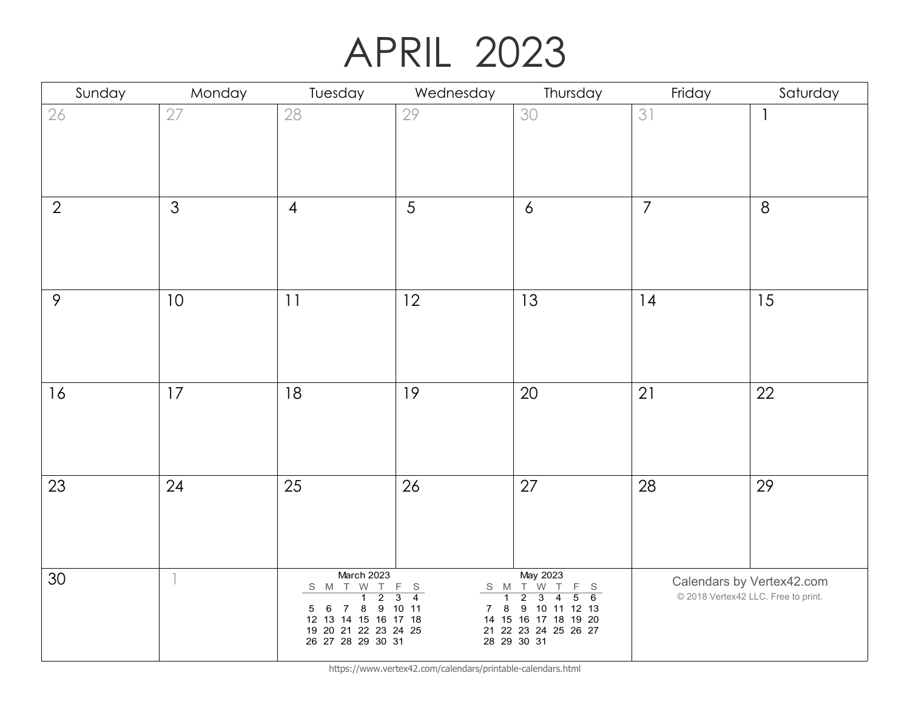# APRIL 2023

| Sunday | Monday | Tuesday | Wednesday | Thursday | Friday | Saturday |
|---|---|---|---|---|---|---|
| 26 | 27 | 28 | 29 | 30 | 31 | 1 |
| 2 | 3 | 4 | 5 | 6 | 7 | 8 |
| 9 | 10 | 11 | 12 | 13 | 14 | 15 |
| 16 | 17 | 18 | 19 | 20 | 21 | 22 |
| 23 | 24 | 25 | 26 | 27 | 28 | 29 |
| 30 | 1 | | | | | |

**March 2023**

| S | M | T | W | T | F | S |
|---|---|---|---|---|---|---|
| | | | 1 | 2 | 3 | 4 |
| 5 | 6 | 7 | 8 | 9 | 10 | 11 |
| 12 | 13 | 14 | 15 | 16 | 17 | 18 |
| 19 | 20 | 21 | 22 | 23 | 24 | 25 |
| 26 | 27 | 28 | 29 | 30 | 31 | |

**May 2023**

| S | M | T | W | T | F | S |
|---|---|---|---|---|---|---|
| | 1 | 2 | 3 | 4 | 5 | 6 |
| 7 | 8 | 9 | 10 | 11 | 12 | 13 |
| 14 | 15 | 16 | 17 | 18 | 19 | 20 |
| 21 | 22 | 23 | 24 | 25 | 26 | 27 |
| 28 | 29 | 30 | 31 | | | |

Calendars by Vertex42.com

© 2018 Vertex42 LLC. Free to print.

https://www.vertex42.com/calendars/printable-calendars.html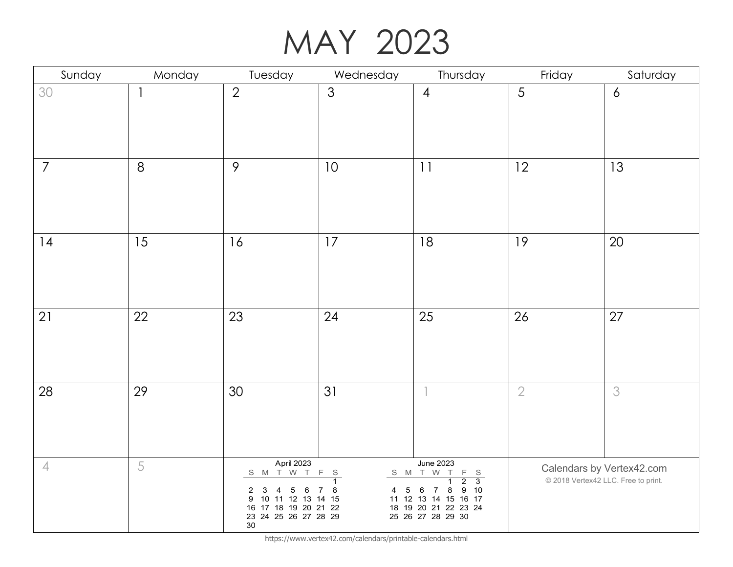# MAY 2023

| Sunday | Monday | Tuesday | Wednesday | Thursday | Friday | Saturday |
|---|---|---|---|---|---|---|
| 30 | 1 | 2 | 3 | 4 | 5 | 6 |
| 7 | 8 | 9 | 10 | 11 | 12 | 13 |
| 14 | 15 | 16 | 17 | 18 | 19 | 20 |
| 21 | 22 | 23 | 24 | 25 | 26 | 27 |
| 28 | 29 | 30 | 31 | 1 | 2 | 3 |
| 4 | 5 | | | | | |

**April 2023**

| S | M | T | W | T | F | S |
|---|---|---|---|---|---|---|
| | | | | | | 1 |
| 2 | 3 | 4 | 5 | 6 | 7 | 8 |
| 9 | 10 | 11 | 12 | 13 | 14 | 15 |
| 16 | 17 | 18 | 19 | 20 | 21 | 22 |
| 23 | 24 | 25 | 26 | 27 | 28 | 29 |
| 30 | | | | | | |

**June 2023**

| S | M | T | W | T | F | S |
|---|---|---|---|---|---|---|
| | | | | 1 | 2 | 3 |
| 4 | 5 | 6 | 7 | 8 | 9 | 10 |
| 11 | 12 | 13 | 14 | 15 | 16 | 17 |
| 18 | 19 | 20 | 21 | 22 | 23 | 24 |
| 25 | 26 | 27 | 28 | 29 | 30 | |

Calendars by Vertex42.com

© 2018 Vertex42 LLC. Free to print.

https://www.vertex42.com/calendars/printable-calendars.html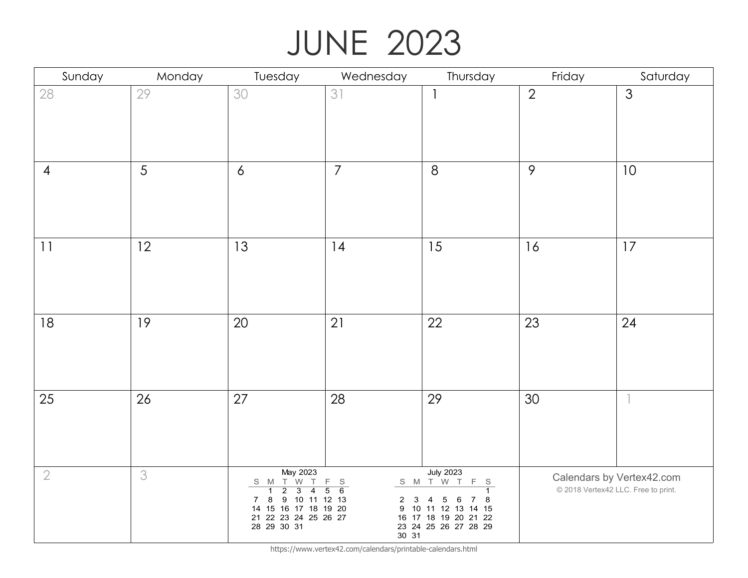# JUNE 2023

| Sunday | Monday | Tuesday | Wednesday | Thursday | Friday | Saturday |
| --- | --- | --- | --- | --- | --- | --- |
| 28 | 29 | 30 | 31 | 1 | 2 | 3 |
| 4 | 5 | 6 | 7 | 8 | 9 | 10 |
| 11 | 12 | 13 | 14 | 15 | 16 | 17 |
| 18 | 19 | 20 | 21 | 22 | 23 | 24 |
| 25 | 26 | 27 | 28 | 29 | 30 | 1 |
| 2 | 3 | | | | | |

**May 2023**

| S | M | T | W | T | F | S |
| --- | --- | --- | --- | --- | --- | --- |
| | 1 | 2 | 3 | 4 | 5 | 6 |
| 7 | 8 | 9 | 10 | 11 | 12 | 13 |
| 14 | 15 | 16 | 17 | 18 | 19 | 20 |
| 21 | 22 | 23 | 24 | 25 | 26 | 27 |
| 28 | 29 | 30 | 31 | | | |

**July 2023**

| S | M | T | W | T | F | S |
| --- | --- | --- | --- | --- | --- | --- |
| | | | | | | 1 |
| 2 | 3 | 4 | 5 | 6 | 7 | 8 |
| 9 | 10 | 11 | 12 | 13 | 14 | 15 |
| 16 | 17 | 18 | 19 | 20 | 21 | 22 |
| 23 | 24 | 25 | 26 | 27 | 28 | 29 |
| 30 | 31 | | | | | |

Calendars by Vertex42.com

© 2018 Vertex42 LLC. Free to print.

https://www.vertex42.com/calendars/printable-calendars.html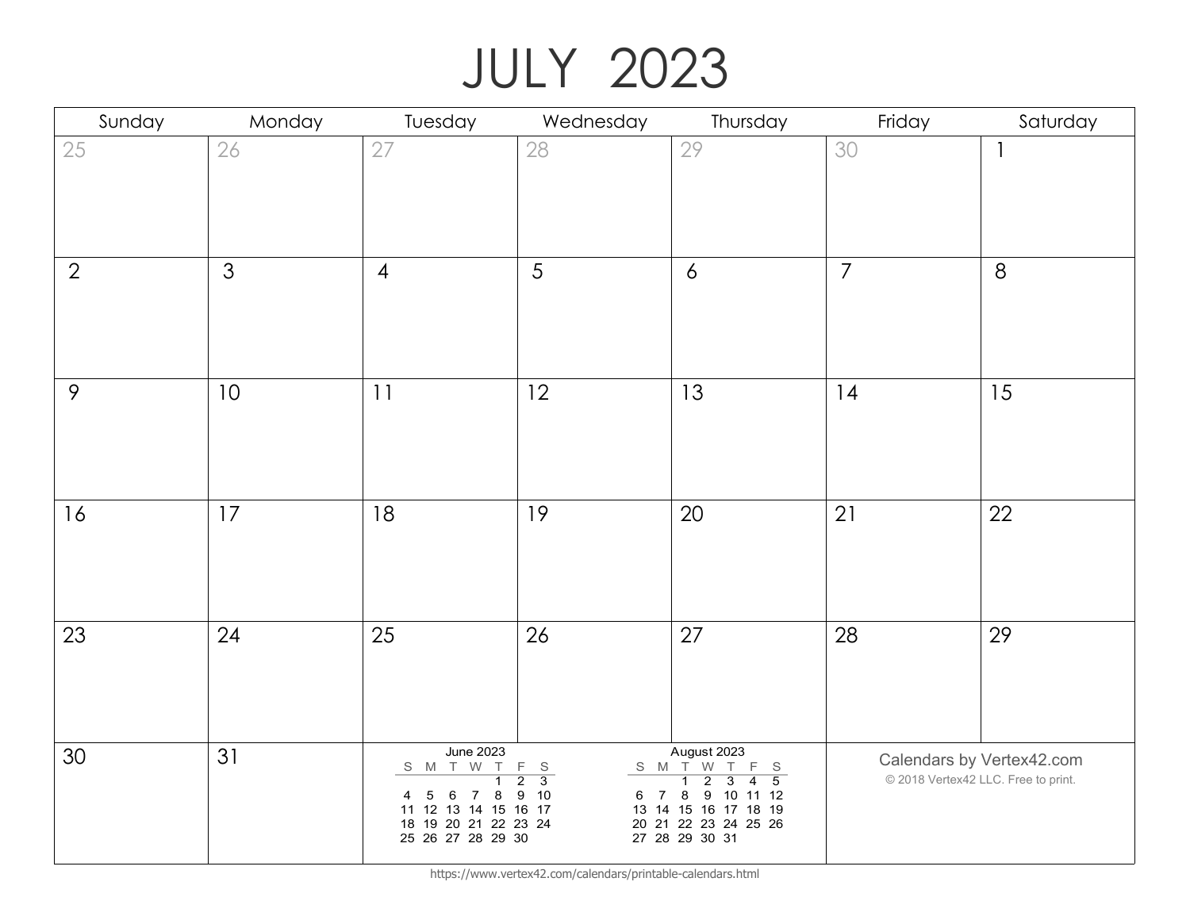# JULY 2023

| Sunday | Monday | Tuesday | Wednesday | Thursday | Friday | Saturday |
|---|---|---|---|---|---|---|
| 25 | 26 | 27 | 28 | 29 | 30 | 1 |
| 2 | 3 | 4 | 5 | 6 | 7 | 8 |
| 9 | 10 | 11 | 12 | 13 | 14 | 15 |
| 16 | 17 | 18 | 19 | 20 | 21 | 22 |
| 23 | 24 | 25 | 26 | 27 | 28 | 29 |
| 30 | 31 | | | | | |

**June 2023**

| S | M | T | W | T | F | S |
|---|---|---|---|---|---|---|
| | | | | 1 | 2 | 3 |
| 4 | 5 | 6 | 7 | 8 | 9 | 10 |
| 11 | 12 | 13 | 14 | 15 | 16 | 17 |
| 18 | 19 | 20 | 21 | 22 | 23 | 24 |
| 25 | 26 | 27 | 28 | 29 | 30 | |

**August 2023**

| S | M | T | W | T | F | S |
|---|---|---|---|---|---|---|
| | | 1 | 2 | 3 | 4 | 5 |
| 6 | 7 | 8 | 9 | 10 | 11 | 12 |
| 13 | 14 | 15 | 16 | 17 | 18 | 19 |
| 20 | 21 | 22 | 23 | 24 | 25 | 26 |
| 27 | 28 | 29 | 30 | 31 | | |

Calendars by Vertex42.com

© 2018 Vertex42 LLC. Free to print.

https://www.vertex42.com/calendars/printable-calendars.html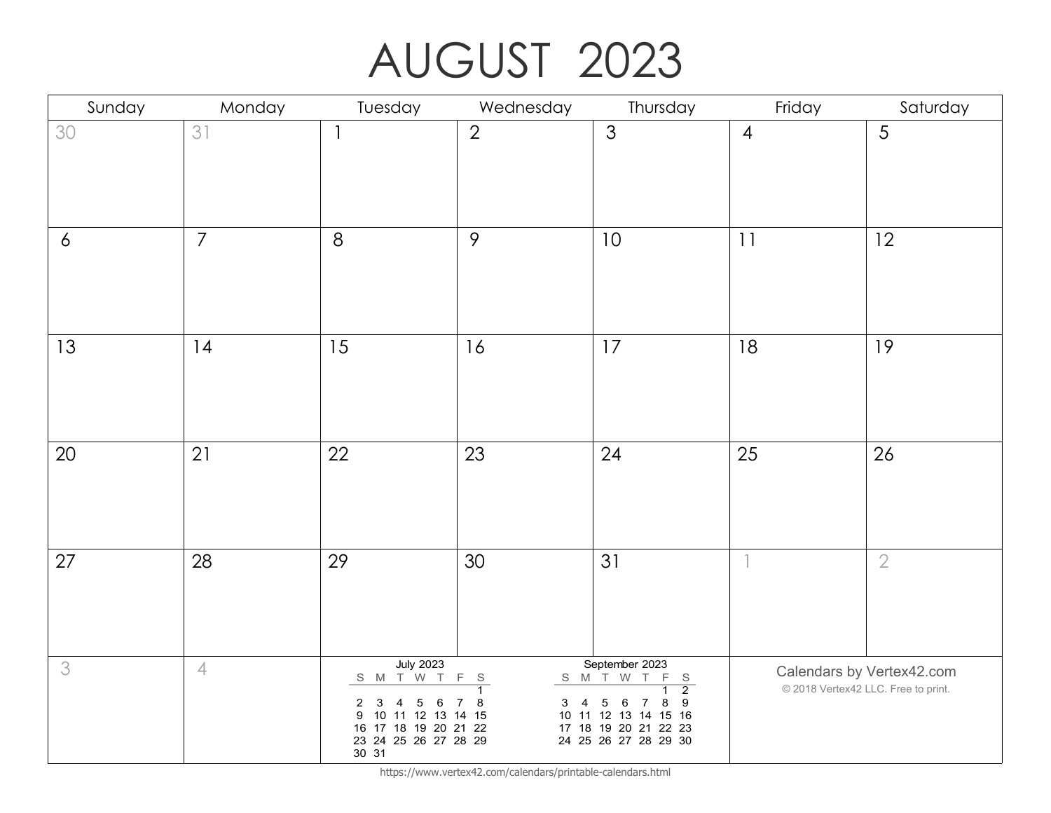# AUGUST 2023

| Sunday | Monday | Tuesday | Wednesday | Thursday | Friday | Saturday |
|---|---|---|---|---|---|---|
| 30 | 31 | 1 | 2 | 3 | 4 | 5 |
| 6 | 7 | 8 | 9 | 10 | 11 | 12 |
| 13 | 14 | 15 | 16 | 17 | 18 | 19 |
| 20 | 21 | 22 | 23 | 24 | 25 | 26 |
| 27 | 28 | 29 | 30 | 31 | 1 | 2 |
| 3 | 4 | | | | | |

**July 2023**

| S | M | T | W | T | F | S |
|---|---|---|---|---|---|---|
| | | | | | | 1 |
| 2 | 3 | 4 | 5 | 6 | 7 | 8 |
| 9 | 10 | 11 | 12 | 13 | 14 | 15 |
| 16 | 17 | 18 | 19 | 20 | 21 | 22 |
| 23 | 24 | 25 | 26 | 27 | 28 | 29 |
| 30 | 31 | | | | | |

**September 2023**

| S | M | T | W | T | F | S |
|---|---|---|---|---|---|---|
| | | | | | 1 | 2 |
| 3 | 4 | 5 | 6 | 7 | 8 | 9 |
| 10 | 11 | 12 | 13 | 14 | 15 | 16 |
| 17 | 18 | 19 | 20 | 21 | 22 | 23 |
| 24 | 25 | 26 | 27 | 28 | 29 | 30 |

Calendars by Vertex42.com

© 2018 Vertex42 LLC. Free to print.

https://www.vertex42.com/calendars/printable-calendars.html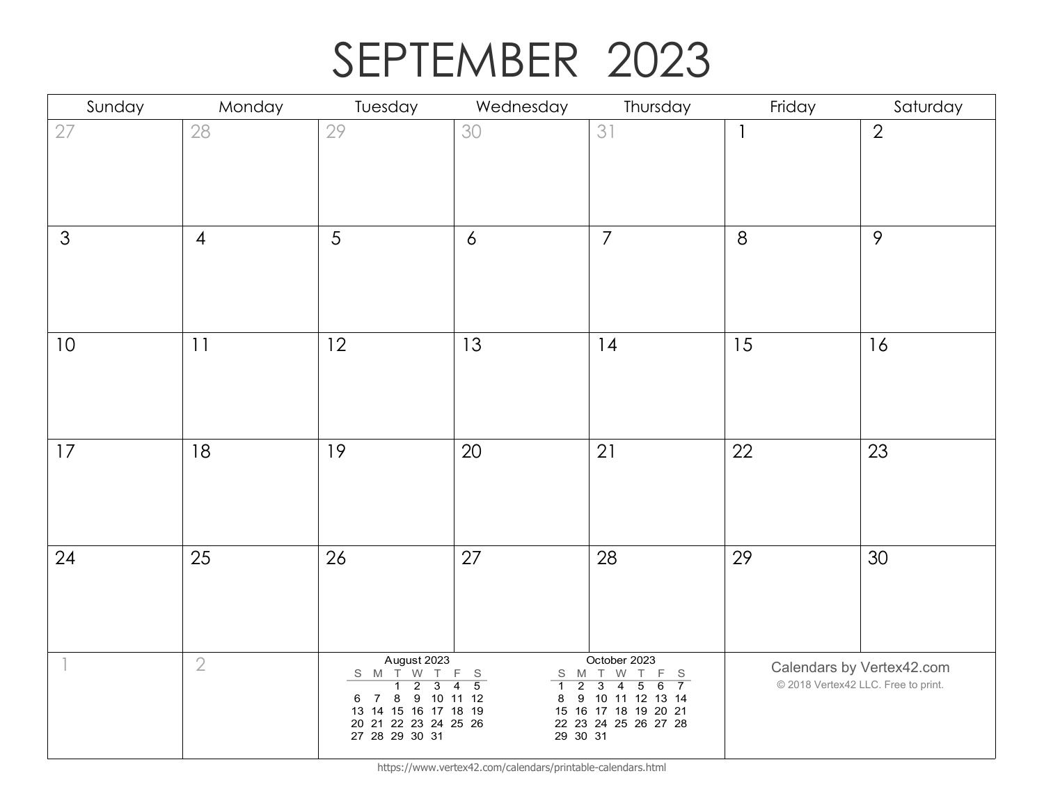# SEPTEMBER 2023

| Sunday | Monday | Tuesday | Wednesday | Thursday | Friday | Saturday |
|---|---|---|---|---|---|---|
| 27 | 28 | 29 | 30 | 31 | 1 | 2 |
| 3 | 4 | 5 | 6 | 7 | 8 | 9 |
| 10 | 11 | 12 | 13 | 14 | 15 | 16 |
| 17 | 18 | 19 | 20 | 21 | 22 | 23 |
| 24 | 25 | 26 | 27 | 28 | 29 | 30 |
| 1 | 2 | | | | | |

**August 2023**

| S | M | T | W | T | F | S |
|---|---|---|---|---|---|---|
| | | 1 | 2 | 3 | 4 | 5 |
| 6 | 7 | 8 | 9 | 10 | 11 | 12 |
| 13 | 14 | 15 | 16 | 17 | 18 | 19 |
| 20 | 21 | 22 | 23 | 24 | 25 | 26 |
| 27 | 28 | 29 | 30 | 31 | | |

**October 2023**

| S | M | T | W | T | F | S |
|---|---|---|---|---|---|---|
| 1 | 2 | 3 | 4 | 5 | 6 | 7 |
| 8 | 9 | 10 | 11 | 12 | 13 | 14 |
| 15 | 16 | 17 | 18 | 19 | 20 | 21 |
| 22 | 23 | 24 | 25 | 26 | 27 | 28 |
| 29 | 30 | 31 | | | | |

Calendars by Vertex42.com

© 2018 Vertex42 LLC. Free to print.

https://www.vertex42.com/calendars/printable-calendars.html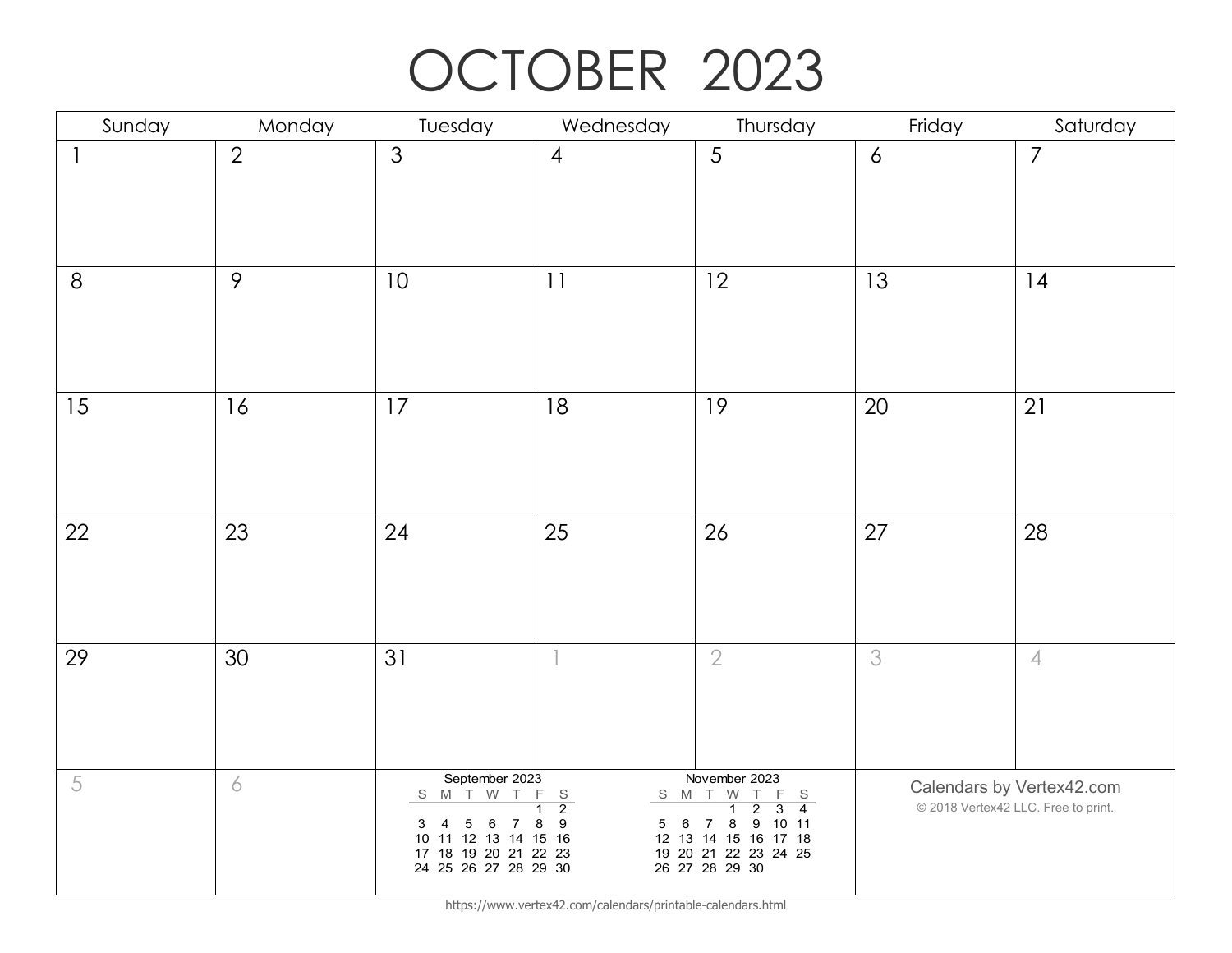# OCTOBER 2023

| Sunday | Monday | Tuesday | Wednesday | Thursday | Friday | Saturday |
|---|---|---|---|---|---|---|
| 1 | 2 | 3 | 4 | 5 | 6 | 7 |
| 8 | 9 | 10 | 11 | 12 | 13 | 14 |
| 15 | 16 | 17 | 18 | 19 | 20 | 21 |
| 22 | 23 | 24 | 25 | 26 | 27 | 28 |
| 29 | 30 | 31 | 1 | 2 | 3 | 4 |
| 5 | 6 | | | | | |

**September 2023**

| S | M | T | W | T | F | S |
|---|---|---|---|---|---|---|
| | | | | | 1 | 2 |
| 3 | 4 | 5 | 6 | 7 | 8 | 9 |
| 10 | 11 | 12 | 13 | 14 | 15 | 16 |
| 17 | 18 | 19 | 20 | 21 | 22 | 23 |
| 24 | 25 | 26 | 27 | 28 | 29 | 30 |

**November 2023**

| S | M | T | W | T | F | S |
|---|---|---|---|---|---|---|
| | | | 1 | 2 | 3 | 4 |
| 5 | 6 | 7 | 8 | 9 | 10 | 11 |
| 12 | 13 | 14 | 15 | 16 | 17 | 18 |
| 19 | 20 | 21 | 22 | 23 | 24 | 25 |
| 26 | 27 | 28 | 29 | 30 | | |

Calendars by Vertex42.com

© 2018 Vertex42 LLC. Free to print.

https://www.vertex42.com/calendars/printable-calendars.html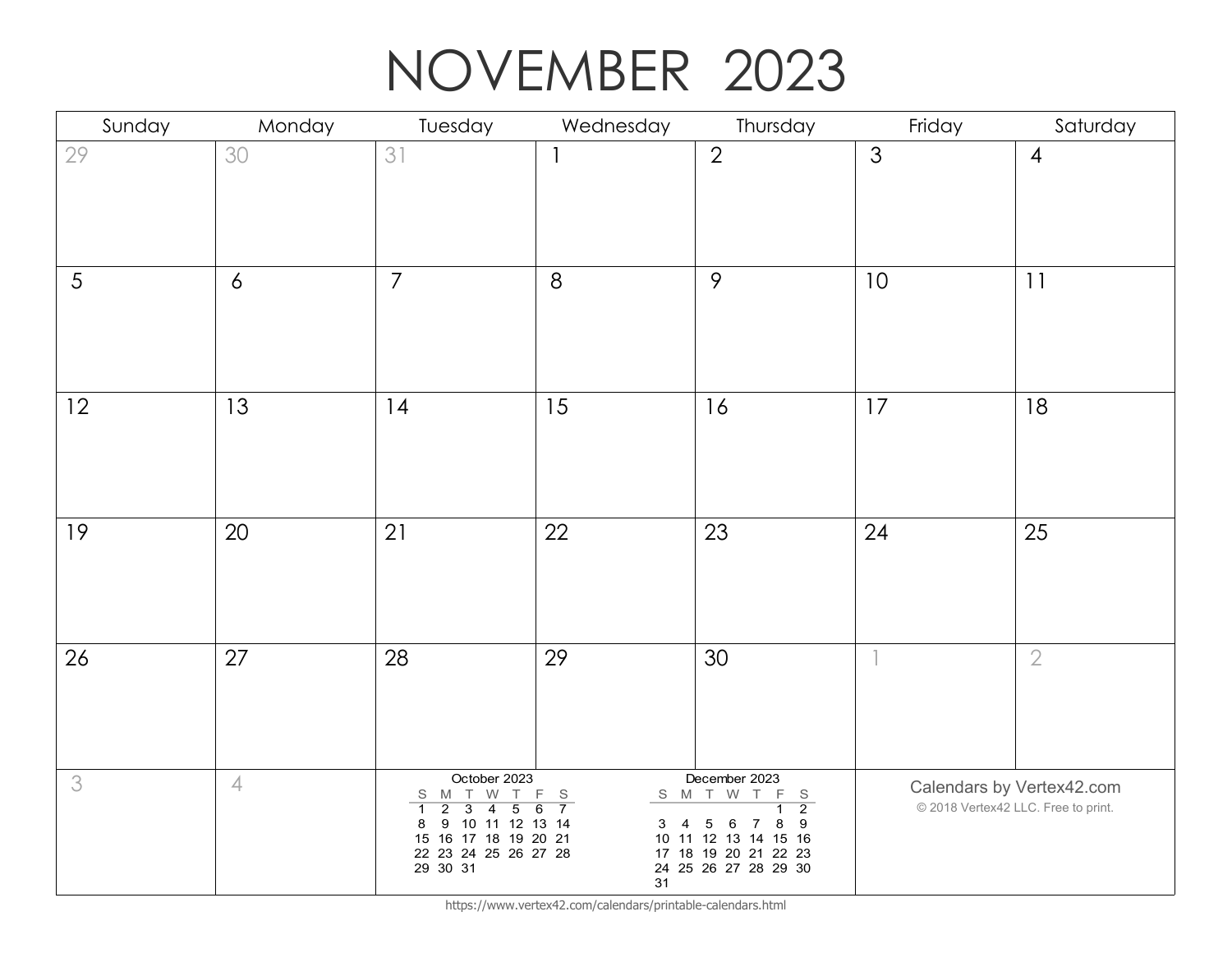# NOVEMBER 2023

| Sunday | Monday | Tuesday | Wednesday | Thursday | Friday | Saturday |
|---|---|---|---|---|---|---|
| 29 | 30 | 31 | 1 | 2 | 3 | 4 |
| 5 | 6 | 7 | 8 | 9 | 10 | 11 |
| 12 | 13 | 14 | 15 | 16 | 17 | 18 |
| 19 | 20 | 21 | 22 | 23 | 24 | 25 |
| 26 | 27 | 28 | 29 | 30 | 1 | 2 |
| 3 | 4 | | | | | |

**October 2023**

| S | M | T | W | T | F | S |
|---|---|---|---|---|---|---|
| 1 | 2 | 3 | 4 | 5 | 6 | 7 |
| 8 | 9 | 10 | 11 | 12 | 13 | 14 |
| 15 | 16 | 17 | 18 | 19 | 20 | 21 |
| 22 | 23 | 24 | 25 | 26 | 27 | 28 |
| 29 | 30 | 31 | | | | |

**December 2023**

| S | M | T | W | T | F | S |
|---|---|---|---|---|---|---|
| | | | | | 1 | 2 |
| 3 | 4 | 5 | 6 | 7 | 8 | 9 |
| 10 | 11 | 12 | 13 | 14 | 15 | 16 |
| 17 | 18 | 19 | 20 | 21 | 22 | 23 |
| 24 | 25 | 26 | 27 | 28 | 29 | 30 |
| 31 | | | | | | |

Calendars by Vertex42.com

© 2018 Vertex42 LLC. Free to print.

https://www.vertex42.com/calendars/printable-calendars.html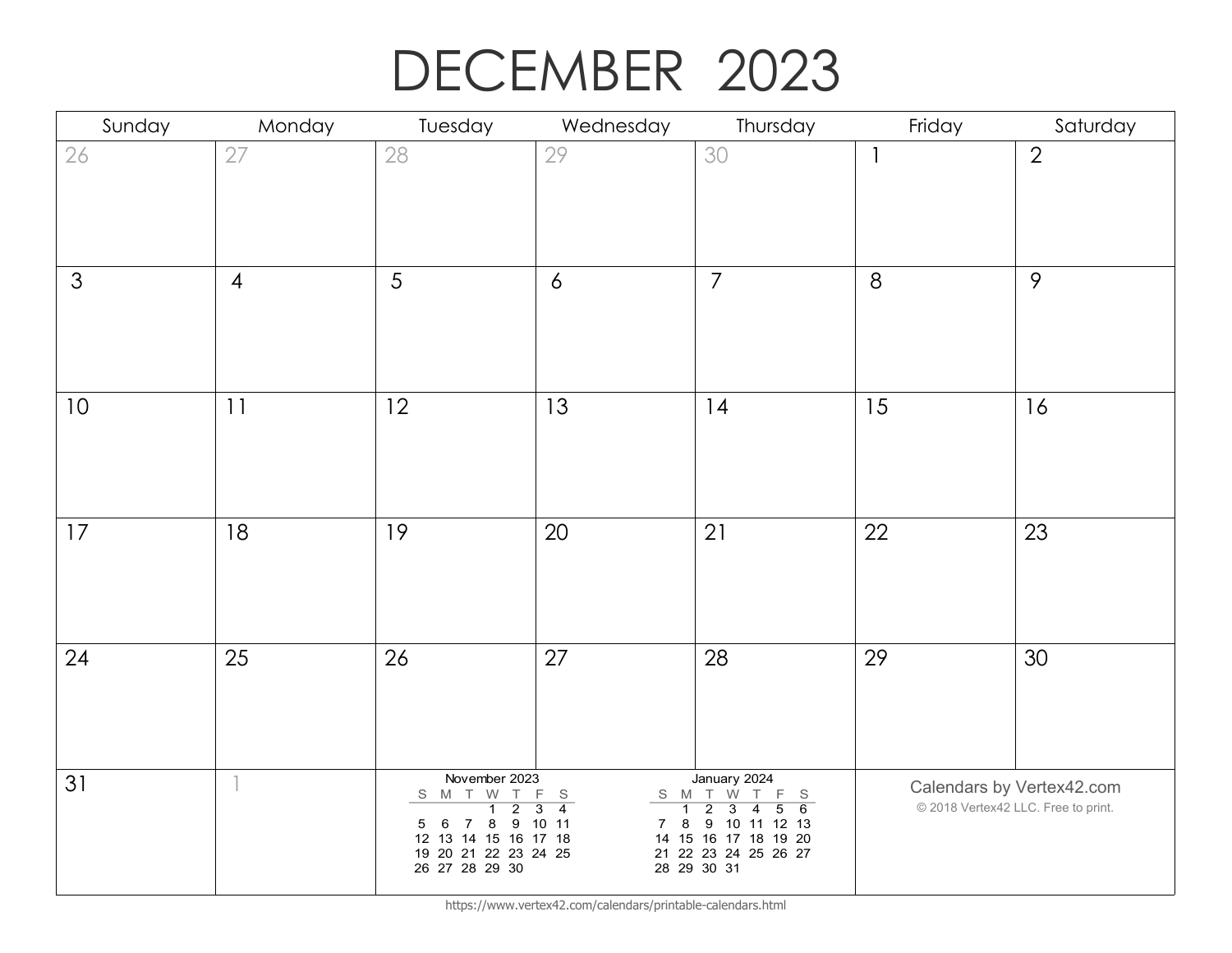# DECEMBER 2023

| Sunday | Monday | Tuesday | Wednesday | Thursday | Friday | Saturday |
|---|---|---|---|---|---|---|
| 26 | 27 | 28 | 29 | 30 | 1 | 2 |
| 3 | 4 | 5 | 6 | 7 | 8 | 9 |
| 10 | 11 | 12 | 13 | 14 | 15 | 16 |
| 17 | 18 | 19 | 20 | 21 | 22 | 23 |
| 24 | 25 | 26 | 27 | 28 | 29 | 30 |
| 31 | 1 | | | | | |

November 2023

| S | M | T | W | T | F | S |
|---|---|---|---|---|---|---|
| | | | 1 | 2 | 3 | 4 |
| 5 | 6 | 7 | 8 | 9 | 10 | 11 |
| 12 | 13 | 14 | 15 | 16 | 17 | 18 |
| 19 | 20 | 21 | 22 | 23 | 24 | 25 |
| 26 | 27 | 28 | 29 | 30 | | |

January 2024

| S | M | T | W | T | F | S |
|---|---|---|---|---|---|---|
| | 1 | 2 | 3 | 4 | 5 | 6 |
| 7 | 8 | 9 | 10 | 11 | 12 | 13 |
| 14 | 15 | 16 | 17 | 18 | 19 | 20 |
| 21 | 22 | 23 | 24 | 25 | 26 | 27 |
| 28 | 29 | 30 | 31 | | | |

Calendars by Vertex42.com

© 2018 Vertex42 LLC. Free to print.

https://www.vertex42.com/calendars/printable-calendars.html